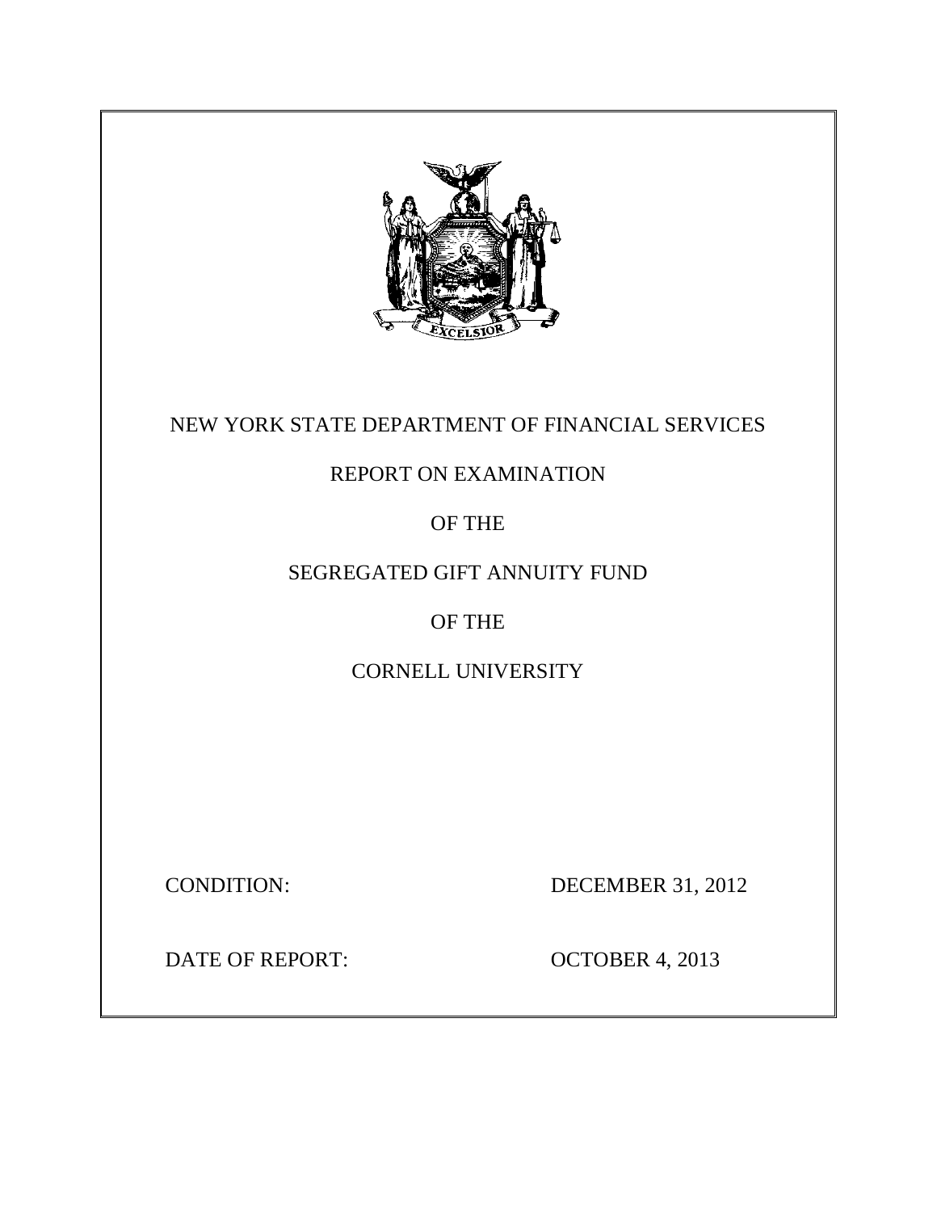NEW YORK STATE DEPARTMENT OF FINANCIAL SERVICES

REPORT ON EXAMINATION

OF THE

SEGREGATED GIFT ANNUITY FUND

OF THE

CORNELL UNIVERSITY

CONDITION: DECEMBER 31, 2012

DATE OF REPORT: OCTOBER 4, 2013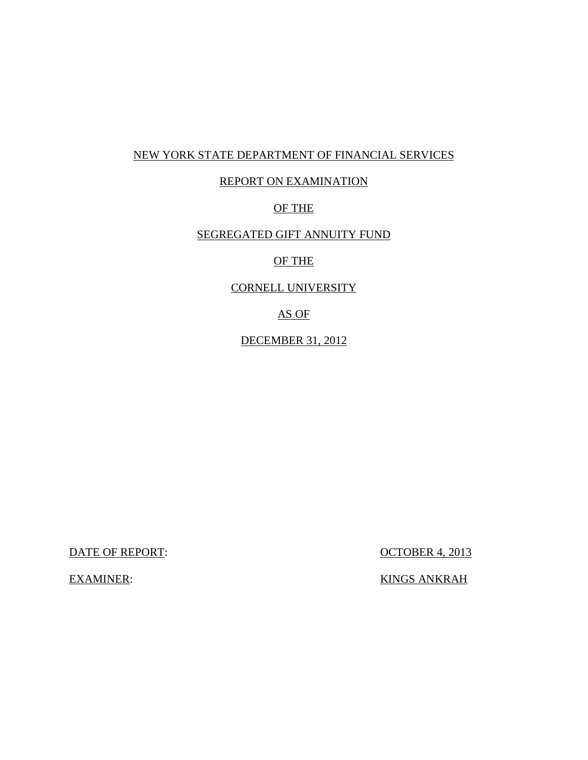NEW YORK STATE DEPARTMENT OF FINANCIAL SERVICES

REPORT ON EXAMINATION

OF THE

SEGREGATED GIFT ANNUITY FUND

OF THE

CORNELL UNIVERSITY

AS OF

DECEMBER 31, 2012

DATE OF REPORT: OCTOBER 4, 2013

EXAMINER: KINGS ANKRAH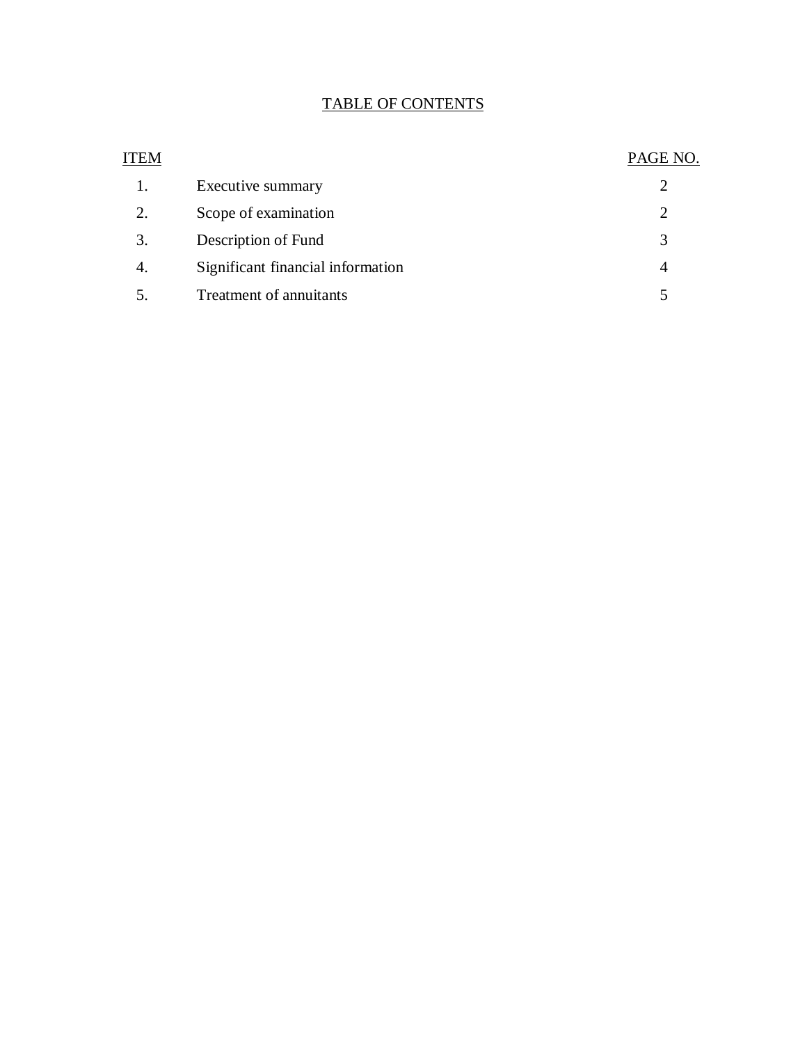## TABLE OF CONTENTS

| ITEM | | PAGE NO. |
|---|---|---|
| 1. | Executive summary | 2 |
| 2. | Scope of examination | 2 |
| 3. | Description of Fund | 3 |
| 4. | Significant financial information | 4 |
| 5. | Treatment of annuitants | 5 |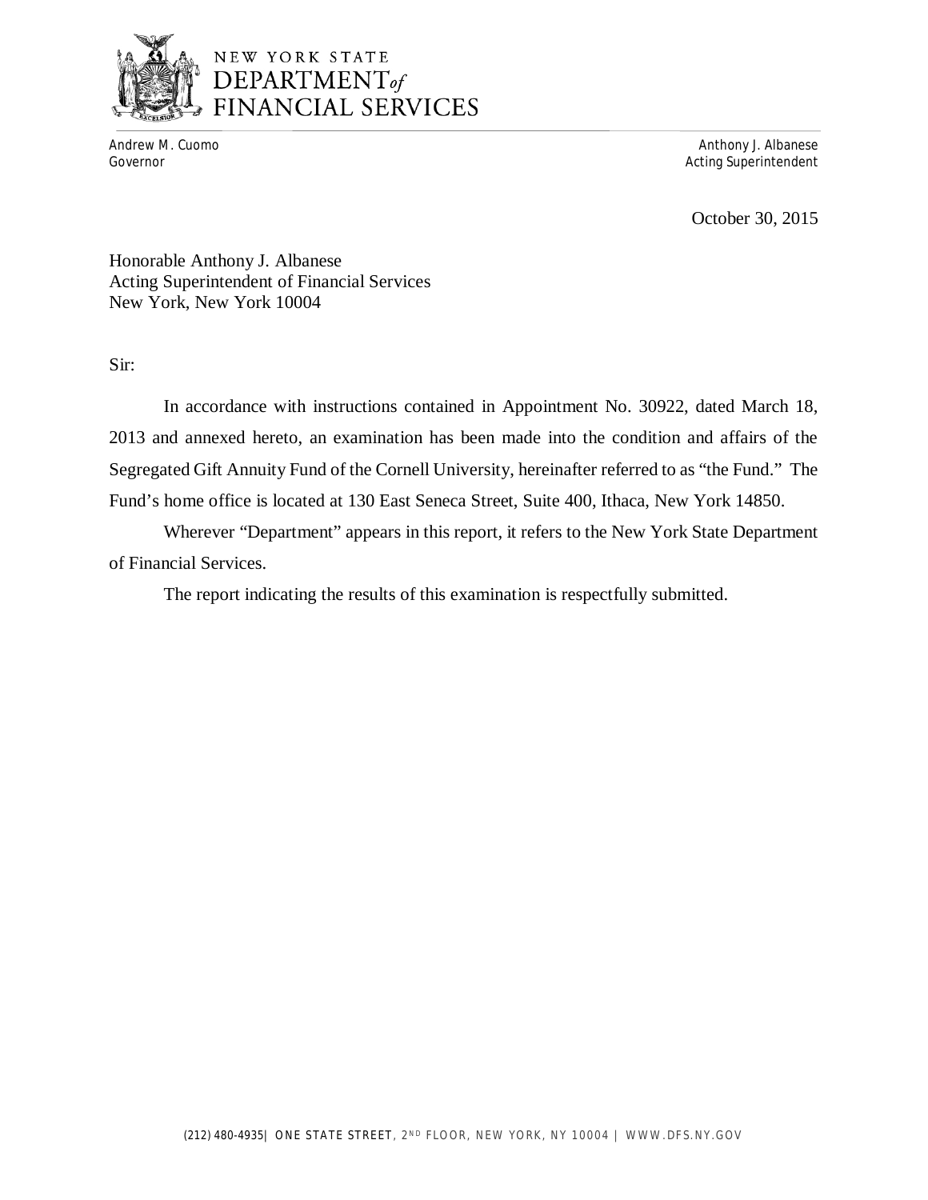NEW YORK STATE
DEPARTMENT *of*
FINANCIAL SERVICES

Andrew M. Cuomo
Governor

Anthony J. Albanese
Acting Superintendent

October 30, 2015

Honorable Anthony J. Albanese
Acting Superintendent of Financial Services
New York, New York 10004

Sir:

In accordance with instructions contained in Appointment No. 30922, dated March 18, 2013 and annexed hereto, an examination has been made into the condition and affairs of the Segregated Gift Annuity Fund of the Cornell University, hereinafter referred to as "the Fund." The Fund's home office is located at 130 East Seneca Street, Suite 400, Ithaca, New York 14850.

Wherever "Department" appears in this report, it refers to the New York State Department of Financial Services.

The report indicating the results of this examination is respectfully submitted.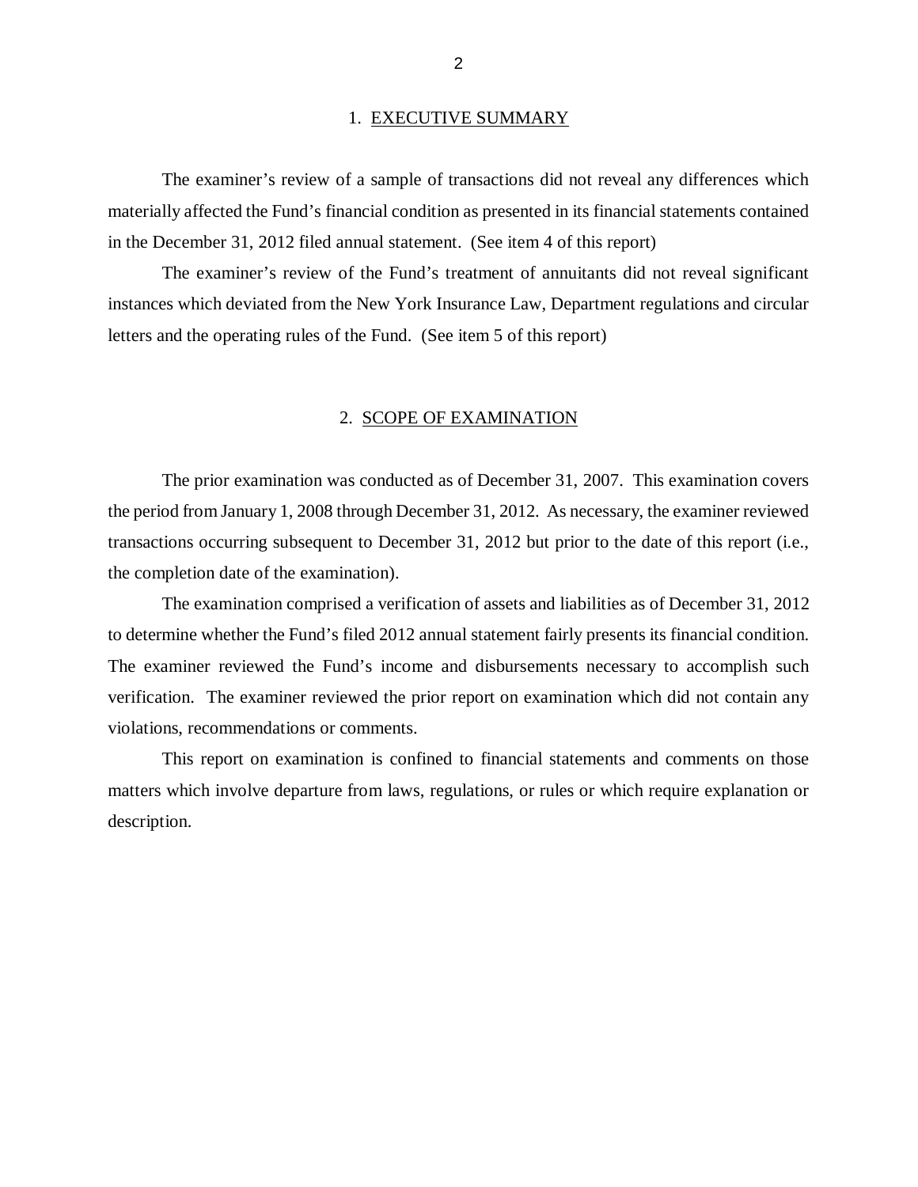## 1. EXECUTIVE SUMMARY

The examiner's review of a sample of transactions did not reveal any differences which materially affected the Fund's financial condition as presented in its financial statements contained in the December 31, 2012 filed annual statement. (See item 4 of this report)

The examiner's review of the Fund's treatment of annuitants did not reveal significant instances which deviated from the New York Insurance Law, Department regulations and circular letters and the operating rules of the Fund. (See item 5 of this report)

## 2. SCOPE OF EXAMINATION

The prior examination was conducted as of December 31, 2007. This examination covers the period from January 1, 2008 through December 31, 2012. As necessary, the examiner reviewed transactions occurring subsequent to December 31, 2012 but prior to the date of this report (i.e., the completion date of the examination).

The examination comprised a verification of assets and liabilities as of December 31, 2012 to determine whether the Fund's filed 2012 annual statement fairly presents its financial condition. The examiner reviewed the Fund's income and disbursements necessary to accomplish such verification. The examiner reviewed the prior report on examination which did not contain any violations, recommendations or comments.

This report on examination is confined to financial statements and comments on those matters which involve departure from laws, regulations, or rules or which require explanation or description.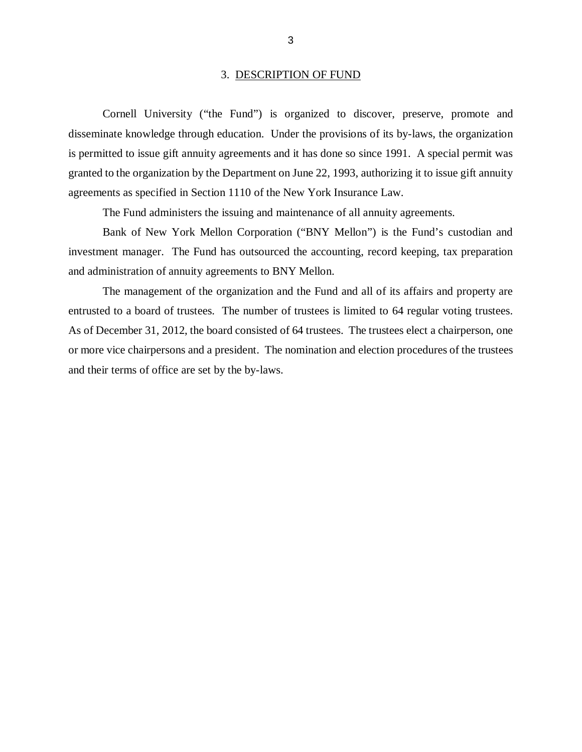## 3. DESCRIPTION OF FUND

Cornell University ("the Fund") is organized to discover, preserve, promote and disseminate knowledge through education. Under the provisions of its by-laws, the organization is permitted to issue gift annuity agreements and it has done so since 1991. A special permit was granted to the organization by the Department on June 22, 1993, authorizing it to issue gift annuity agreements as specified in Section 1110 of the New York Insurance Law.

The Fund administers the issuing and maintenance of all annuity agreements.

Bank of New York Mellon Corporation ("BNY Mellon") is the Fund's custodian and investment manager. The Fund has outsourced the accounting, record keeping, tax preparation and administration of annuity agreements to BNY Mellon.

The management of the organization and the Fund and all of its affairs and property are entrusted to a board of trustees. The number of trustees is limited to 64 regular voting trustees. As of December 31, 2012, the board consisted of 64 trustees. The trustees elect a chairperson, one or more vice chairpersons and a president. The nomination and election procedures of the trustees and their terms of office are set by the by-laws.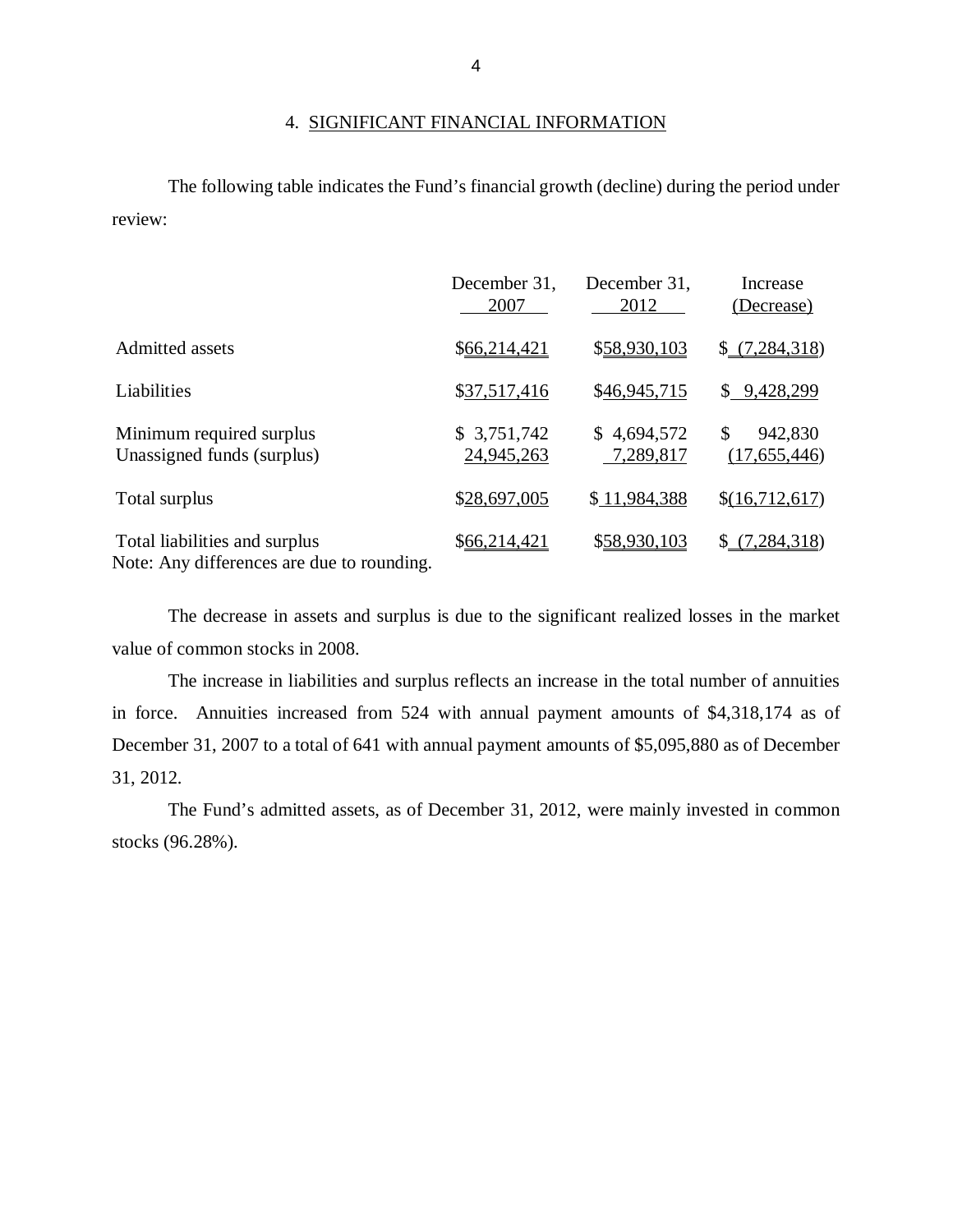## 4. SIGNIFICANT FINANCIAL INFORMATION

The following table indicates the Fund's financial growth (decline) during the period under review:

| | December 31, 2007 | December 31, 2012 | Increase (Decrease) |
|---|---|---|---|
| Admitted assets | $66,214,421 | $58,930,103 | $ (7,284,318) |
| Liabilities | $37,517,416 | $46,945,715 | $ 9,428,299 |
| Minimum required surplus | $ 3,751,742 | $ 4,694,572 | $ 942,830 |
| Unassigned funds (surplus) | 24,945,263 | 7,289,817 | (17,655,446) |
| Total surplus | $28,697,005 | $ 11,984,388 | $(16,712,617) |
| Total liabilities and surplus | $66,214,421 | $58,930,103 | $ (7,284,318) |

Note: Any differences are due to rounding.

The decrease in assets and surplus is due to the significant realized losses in the market value of common stocks in 2008.

The increase in liabilities and surplus reflects an increase in the total number of annuities in force. Annuities increased from 524 with annual payment amounts of $4,318,174 as of December 31, 2007 to a total of 641 with annual payment amounts of $5,095,880 as of December 31, 2012.

The Fund's admitted assets, as of December 31, 2012, were mainly invested in common stocks (96.28%).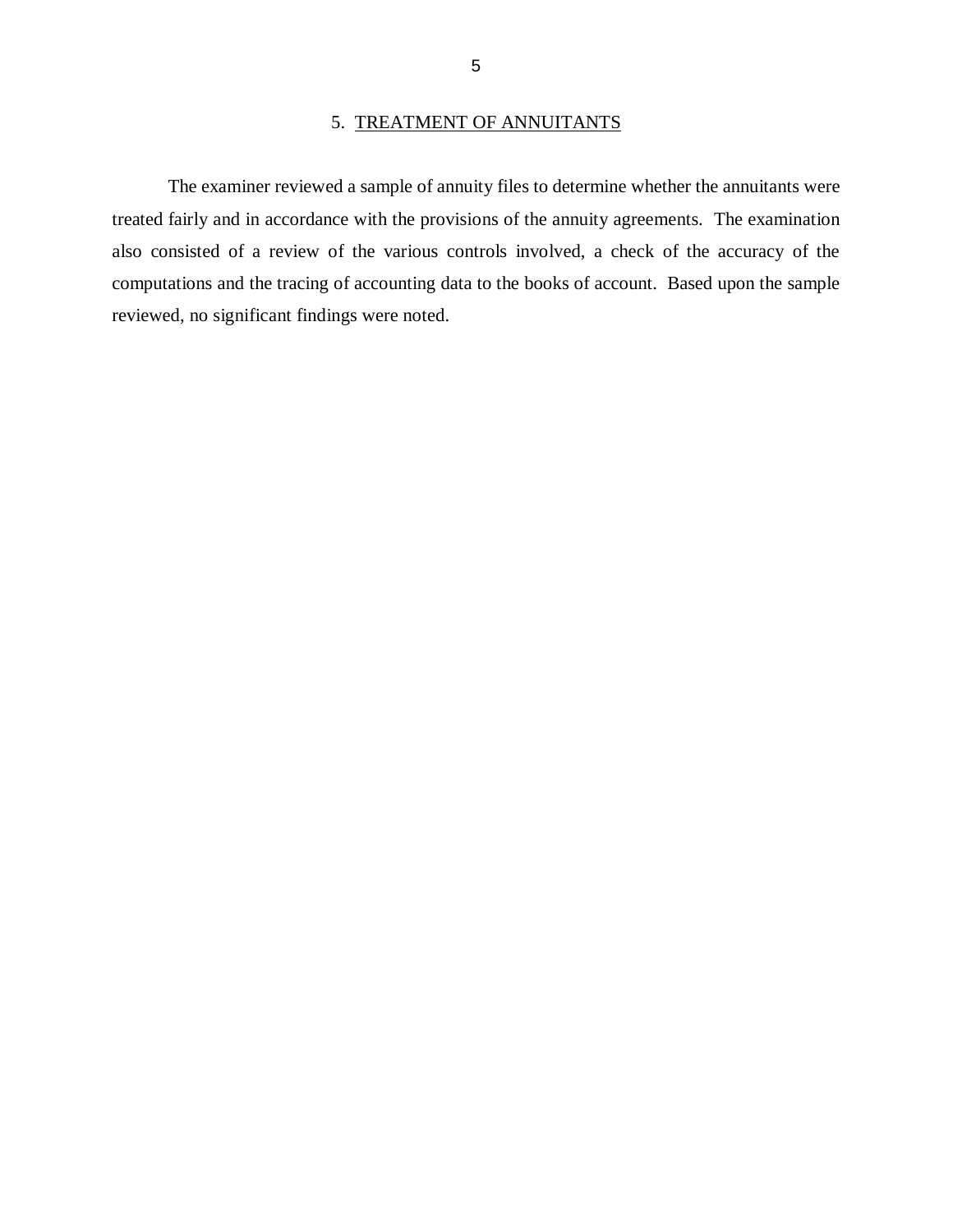## 5. TREATMENT OF ANNUITANTS

The examiner reviewed a sample of annuity files to determine whether the annuitants were treated fairly and in accordance with the provisions of the annuity agreements. The examination also consisted of a review of the various controls involved, a check of the accuracy of the computations and the tracing of accounting data to the books of account. Based upon the sample reviewed, no significant findings were noted.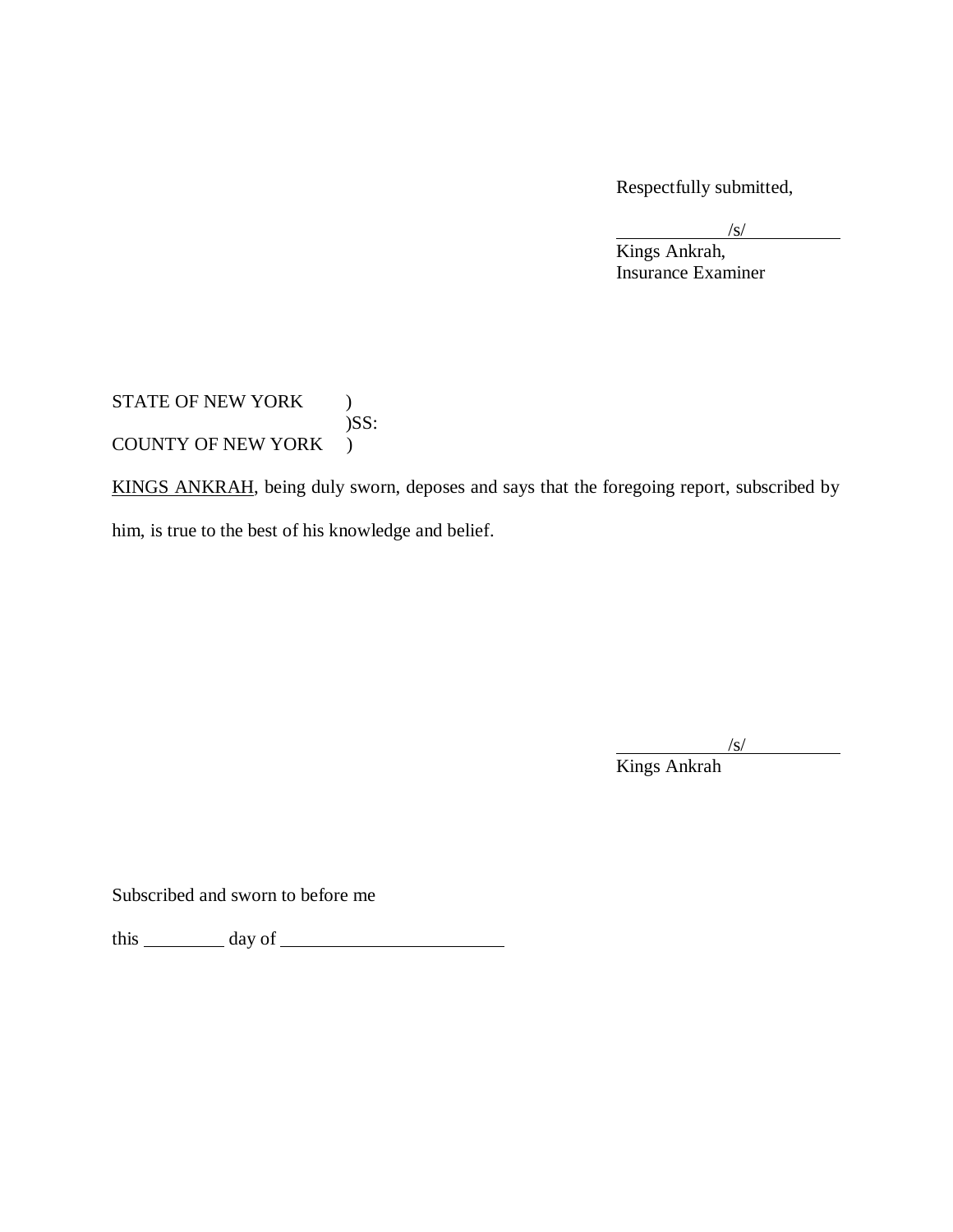Respectfully submitted,

/s/
Kings Ankrah,
Insurance Examiner

STATE OF NEW YORK )
)SS:
COUNTY OF NEW YORK )

KINGS ANKRAH, being duly sworn, deposes and says that the foregoing report, subscribed by him, is true to the best of his knowledge and belief.

/s/
Kings Ankrah

Subscribed and sworn to before me

this _________ day of ________________________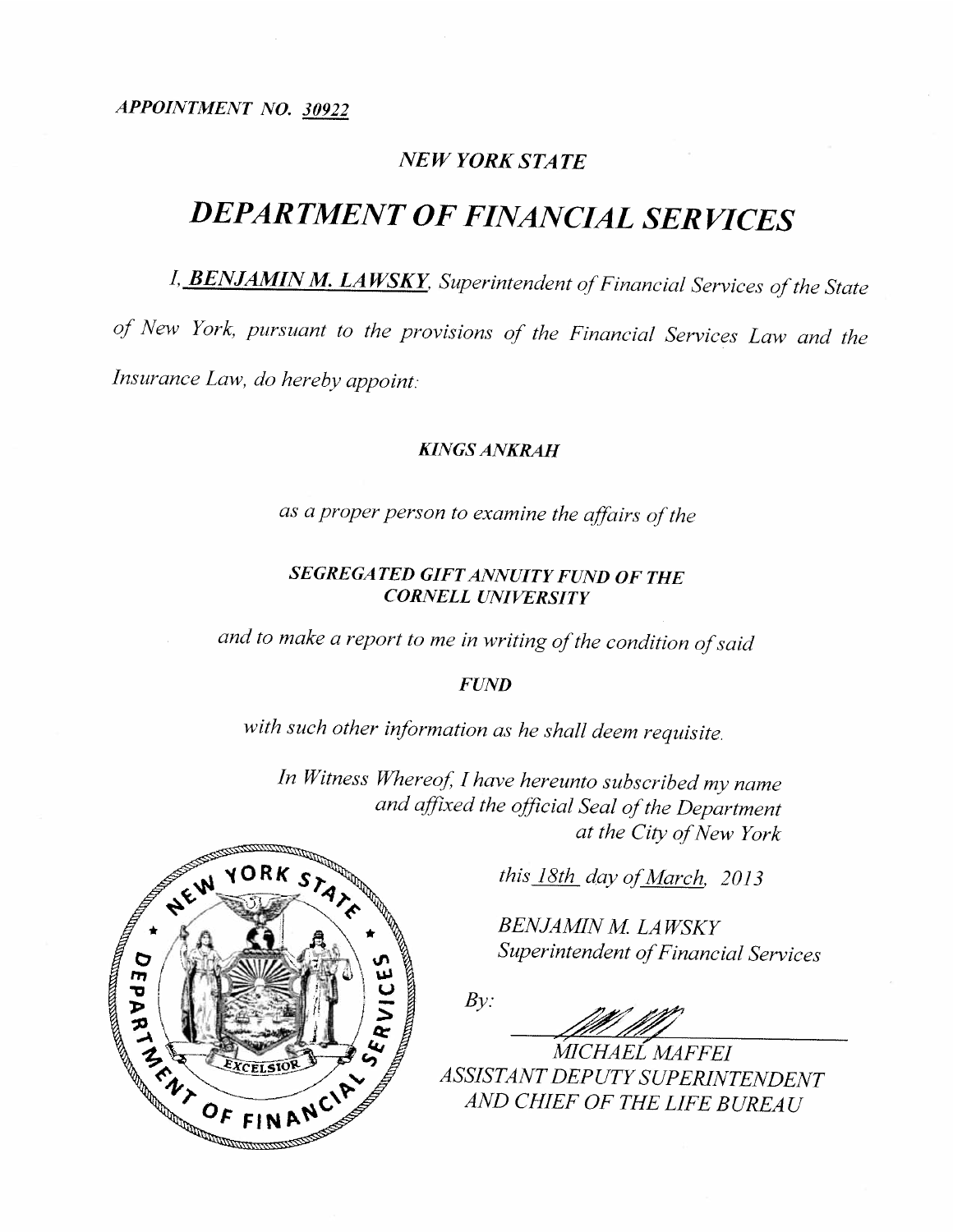*APPOINTMENT NO. 30922*

*NEW YORK STATE*

# *DEPARTMENT OF FINANCIAL SERVICES*

*I, **BENJAMIN M. LAWSKY**, Superintendent of Financial Services of the State of New York, pursuant to the provisions of the Financial Services Law and the Insurance Law, do hereby appoint:*

***KINGS ANKRAH***

*as a proper person to examine the affairs of the*

***SEGREGATED GIFT ANNUITY FUND OF THE CORNELL UNIVERSITY***

*and to make a report to me in writing of the condition of said*

***FUND***

*with such other information as he shall deem requisite.*

*In Witness Whereof, I have hereunto subscribed my name and affixed the official Seal of the Department at the City of New York*

*this 18th day of March, 2013*

*BENJAMIN M. LAWSKY*
*Superintendent of Financial Services*

*By:*

*MICHAEL MAFFEI*
*ASSISTANT DEPUTY SUPERINTENDENT AND CHIEF OF THE LIFE BUREAU*

NEW YORK STATE DEPARTMENT OF FINANCIAL SERVICES
EXCELSIOR